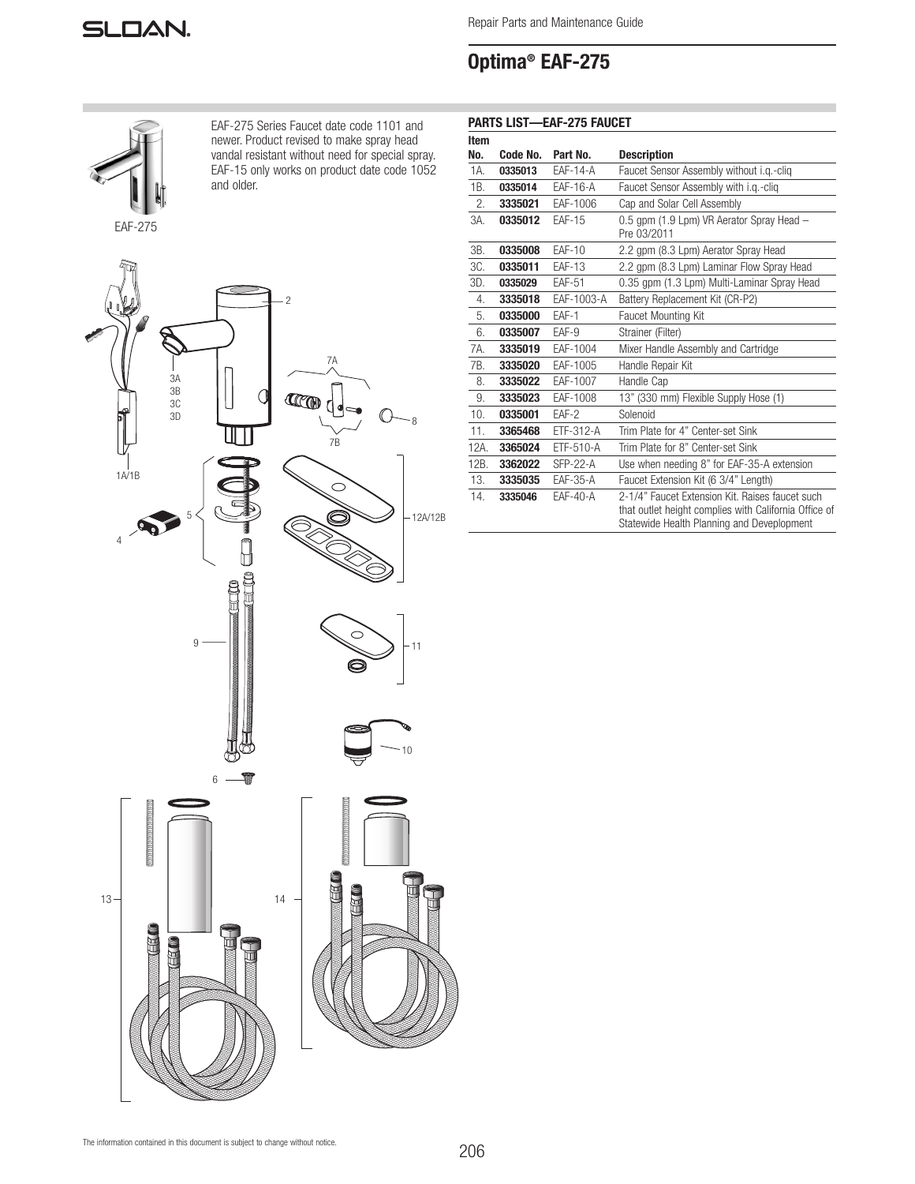Repair Parts and Maintenance Guide

# Optima® EAF-275

EAF-275 Series Faucet date code 1101 and newer. Product revised to make spray head vandal resistant without need for special spray. EAF-15 only works on product date code 1052 and older.

EAF-275

## PARTS LIST—EAF-275 FAUCET

| Item No. | Code No. | Part No. | Description |
|---|---|---|---|
| 1A. | **0335013** | EAF-14-A | Faucet Sensor Assembly without i.q.-cliq |
| 1B. | **0335014** | EAF-16-A | Faucet Sensor Assembly with i.q.-cliq |
| 2. | **3335021** | EAF-1006 | Cap and Solar Cell Assembly |
| 3A. | **0335012** | EAF-15 | 0.5 gpm (1.9 Lpm) VR Aerator Spray Head – Pre 03/2011 |
| 3B. | **0335008** | EAF-10 | 2.2 gpm (8.3 Lpm) Aerator Spray Head |
| 3C. | **0335011** | EAF-13 | 2.2 gpm (8.3 Lpm) Laminar Flow Spray Head |
| 3D. | **0335029** | EAF-51 | 0.35 gpm (1.3 Lpm) Multi-Laminar Spray Head |
| 4. | **3335018** | EAF-1003-A | Battery Replacement Kit (CR-P2) |
| 5. | **0335000** | EAF-1 | Faucet Mounting Kit |
| 6. | **0335007** | EAF-9 | Strainer (Filter) |
| 7A. | **3335019** | EAF-1004 | Mixer Handle Assembly and Cartridge |
| 7B. | **3335020** | EAF-1005 | Handle Repair Kit |
| 8. | **3335022** | EAF-1007 | Handle Cap |
| 9. | **3335023** | EAF-1008 | 13" (330 mm) Flexible Supply Hose (1) |
| 10. | **0335001** | EAF-2 | Solenoid |
| 11. | **3365468** | ETF-312-A | Trim Plate for 4" Center-set Sink |
| 12A. | **3365024** | ETF-510-A | Trim Plate for 8" Center-set Sink |
| 12B. | **3362022** | SFP-22-A | Use when needing 8" for EAF-35-A extension |
| 13. | **3335035** | EAF-35-A | Faucet Extension Kit (6 3/4" Length) |
| 14. | **3335046** | EAF-40-A | 2-1/4" Faucet Extension Kit. Raises faucet such that outlet height complies with California Office of Statewide Health Planning and Deveplopment |

The information contained in this document is subject to change without notice.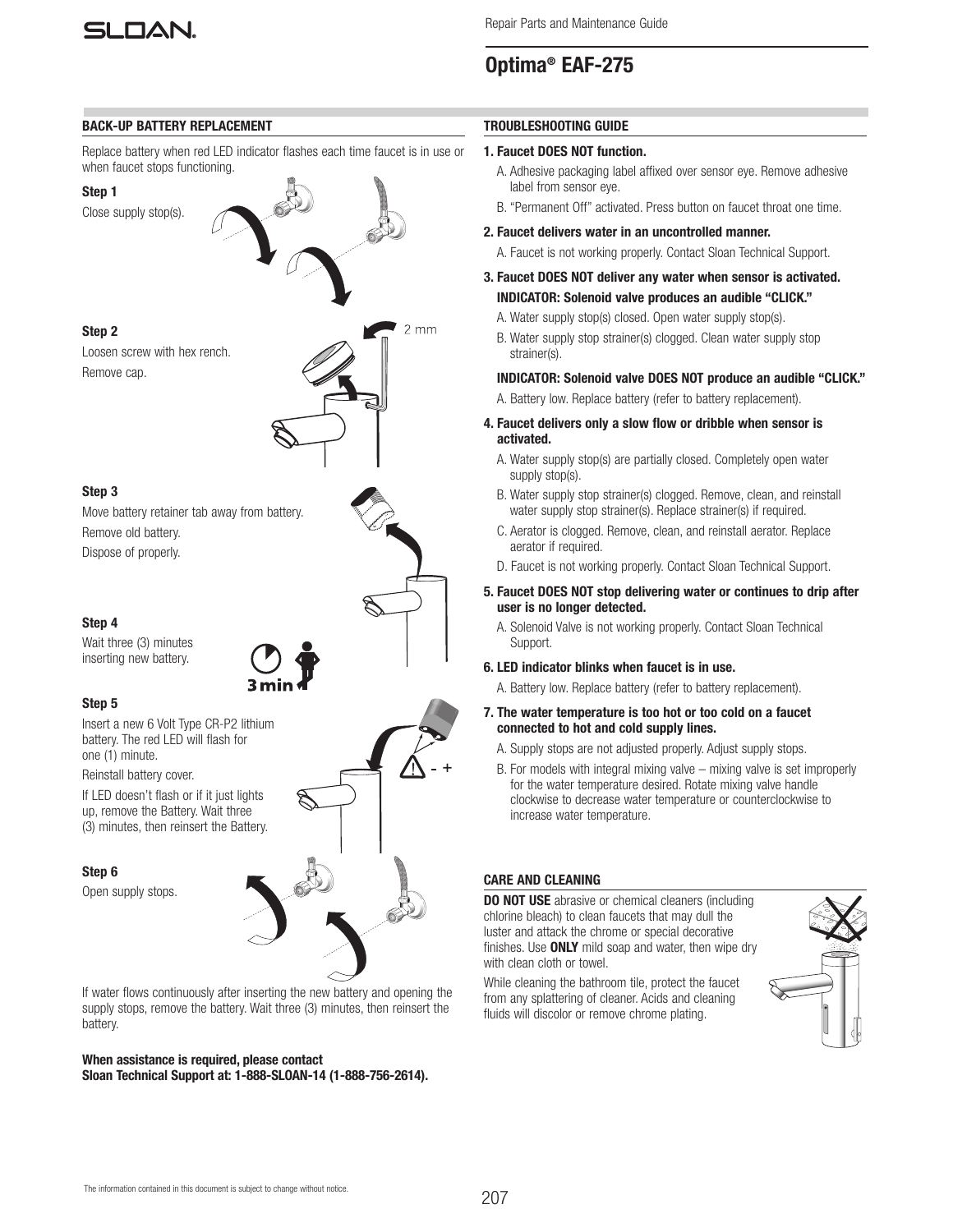# Optima® EAF-275

Repair Parts and Maintenance Guide

## BACK-UP BATTERY REPLACEMENT

Replace battery when red LED indicator flashes each time faucet is in use or when faucet stops functioning.

**Step 1**

Close supply stop(s).

**Step 2**

Loosen screw with hex rench.

Remove cap.

2 mm

**Step 3**

Move battery retainer tab away from battery.

Remove old battery.

Dispose of properly.

**Step 4**

Wait three (3) minutes inserting new battery.

3 min

**Step 5**

Insert a new 6 Volt Type CR-P2 lithium battery. The red LED will flash for one (1) minute.

Reinstall battery cover.

If LED doesn't flash or if it just lights up, remove the Battery. Wait three (3) minutes, then reinsert the Battery.

- +

**Step 6**

Open supply stops.

If water flows continuously after inserting the new battery and opening the supply stops, remove the battery. Wait three (3) minutes, then reinsert the battery.

**When assistance is required, please contact Sloan Technical Support at: 1-888-SLOAN-14 (1-888-756-2614).**

## TROUBLESHOOTING GUIDE

**1. Faucet DOES NOT function.**

A. Adhesive packaging label affixed over sensor eye. Remove adhesive label from sensor eye.

B. "Permanent Off" activated. Press button on faucet throat one time.

**2. Faucet delivers water in an uncontrolled manner.**

A. Faucet is not working properly. Contact Sloan Technical Support.

**3. Faucet DOES NOT deliver any water when sensor is activated.**

**INDICATOR: Solenoid valve produces an audible "CLICK."**

A. Water supply stop(s) closed. Open water supply stop(s).

B. Water supply stop strainer(s) clogged. Clean water supply stop strainer(s).

**INDICATOR: Solenoid valve DOES NOT produce an audible "CLICK."**

A. Battery low. Replace battery (refer to battery replacement).

**4. Faucet delivers only a slow flow or dribble when sensor is activated.**

A. Water supply stop(s) are partially closed. Completely open water supply stop(s).

B. Water supply stop strainer(s) clogged. Remove, clean, and reinstall water supply stop strainer(s). Replace strainer(s) if required.

C. Aerator is clogged. Remove, clean, and reinstall aerator. Replace aerator if required.

D. Faucet is not working properly. Contact Sloan Technical Support.

**5. Faucet DOES NOT stop delivering water or continues to drip after user is no longer detected.**

A. Solenoid Valve is not working properly. Contact Sloan Technical Support.

**6. LED indicator blinks when faucet is in use.**

A. Battery low. Replace battery (refer to battery replacement).

**7. The water temperature is too hot or too cold on a faucet connected to hot and cold supply lines.**

A. Supply stops are not adjusted properly. Adjust supply stops.

B. For models with integral mixing valve – mixing valve is set improperly for the water temperature desired. Rotate mixing valve handle clockwise to decrease water temperature or counterclockwise to increase water temperature.

## CARE AND CLEANING

**DO NOT USE** abrasive or chemical cleaners (including chlorine bleach) to clean faucets that may dull the luster and attack the chrome or special decorative finishes. Use **ONLY** mild soap and water, then wipe dry with clean cloth or towel.

While cleaning the bathroom tile, protect the faucet from any splattering of cleaner. Acids and cleaning fluids will discolor or remove chrome plating.

The information contained in this document is subject to change without notice.